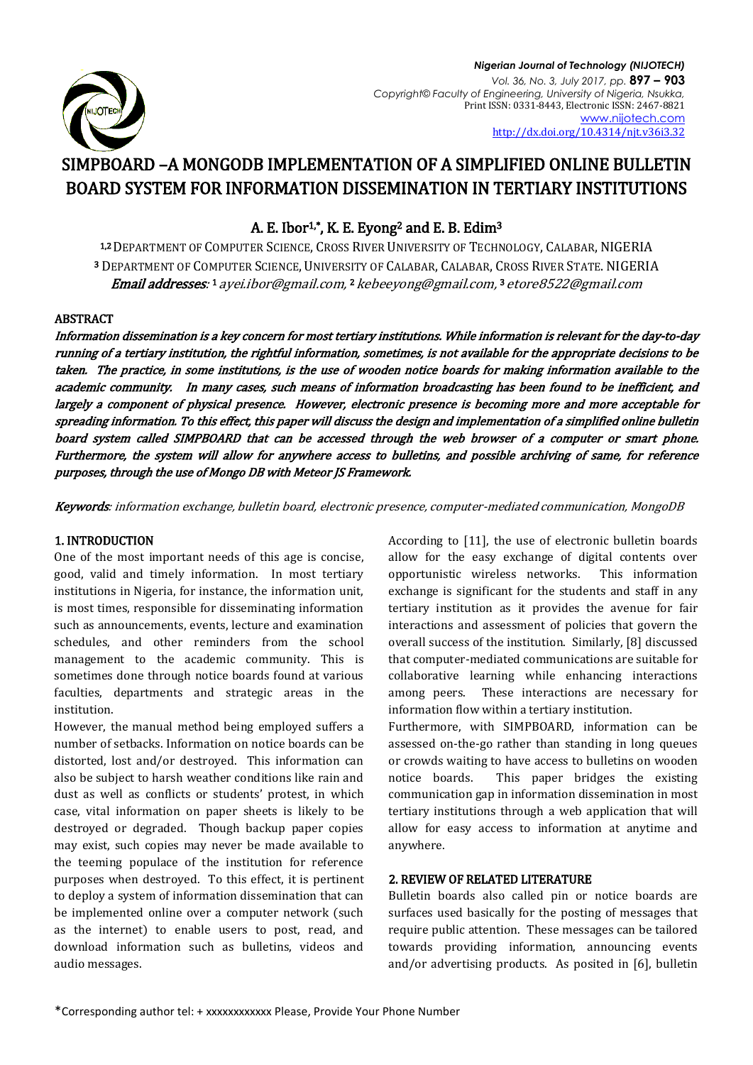# SIMPBOARD –A MONGODB IMPLEMENTATION OF A SIMPLIFIED ONLINE BULLETIN BOARD SYSTEM FOR INFORMATION DISSEMINATION IN TERTIARY INSTITUTIONS

**A. E. Ibor[1,*], K. E. Eyong[2] and E. B. Edim[3]**

[1,2] DEPARTMENT OF COMPUTER SCIENCE, CROSS RIVER UNIVERSITY OF TECHNOLOGY, CALABAR, NIGERIA
[3] DEPARTMENT OF COMPUTER SCIENCE, UNIVERSITY OF CALABAR, CALABAR, CROSS RIVER STATE. NIGERIA
*Email addresses*: [1] ayei.ibor@gmail.com, [2] kebeeyong@gmail.com, [3] etore8522@gmail.com

## ABSTRACT

***Information dissemination is a key concern for most tertiary institutions. While information is relevant for the day-to-day running of a tertiary institution, the rightful information, sometimes, is not available for the appropriate decisions to be taken. The practice, in some institutions, is the use of wooden notice boards for making information available to the academic community. In many cases, such means of information broadcasting has been found to be inefficient, and largely a component of physical presence. However, electronic presence is becoming more and more acceptable for spreading information. To this effect, this paper will discuss the design and implementation of a simplified online bulletin board system called SIMPBOARD that can be accessed through the web browser of a computer or smart phone. Furthermore, the system will allow for anywhere access to bulletins, and possible archiving of same, for reference purposes, through the use of Mongo DB with Meteor JS Framework.***

***Keywords***: *information exchange, bulletin board, electronic presence, computer-mediated communication, MongoDB*

## 1. INTRODUCTION

One of the most important needs of this age is concise, good, valid and timely information. In most tertiary institutions in Nigeria, for instance, the information unit, is most times, responsible for disseminating information such as announcements, events, lecture and examination schedules, and other reminders from the school management to the academic community. This is sometimes done through notice boards found at various faculties, departments and strategic areas in the institution.

However, the manual method being employed suffers a number of setbacks. Information on notice boards can be distorted, lost and/or destroyed. This information can also be subject to harsh weather conditions like rain and dust as well as conflicts or students' protest, in which case, vital information on paper sheets is likely to be destroyed or degraded. Though backup paper copies may exist, such copies may never be made available to the teeming populace of the institution for reference purposes when destroyed. To this effect, it is pertinent to deploy a system of information dissemination that can be implemented online over a computer network (such as the internet) to enable users to post, read, and download information such as bulletins, videos and audio messages.

According to [11], the use of electronic bulletin boards allow for the easy exchange of digital contents over opportunistic wireless networks. This information exchange is significant for the students and staff in any tertiary institution as it provides the avenue for fair interactions and assessment of policies that govern the overall success of the institution. Similarly, [8] discussed that computer-mediated communications are suitable for collaborative learning while enhancing interactions among peers. These interactions are necessary for information flow within a tertiary institution.

Furthermore, with SIMPBOARD, information can be assessed on-the-go rather than standing in long queues or crowds waiting to have access to bulletins on wooden notice boards. This paper bridges the existing communication gap in information dissemination in most tertiary institutions through a web application that will allow for easy access to information at anytime and anywhere.

## 2. REVIEW OF RELATED LITERATURE

Bulletin boards also called pin or notice boards are surfaces used basically for the posting of messages that require public attention. These messages can be tailored towards providing information, announcing events and/or advertising products. As posited in [6], bulletin

*Corresponding author tel: + xxxxxxxxxxxx Please, Provide Your Phone Number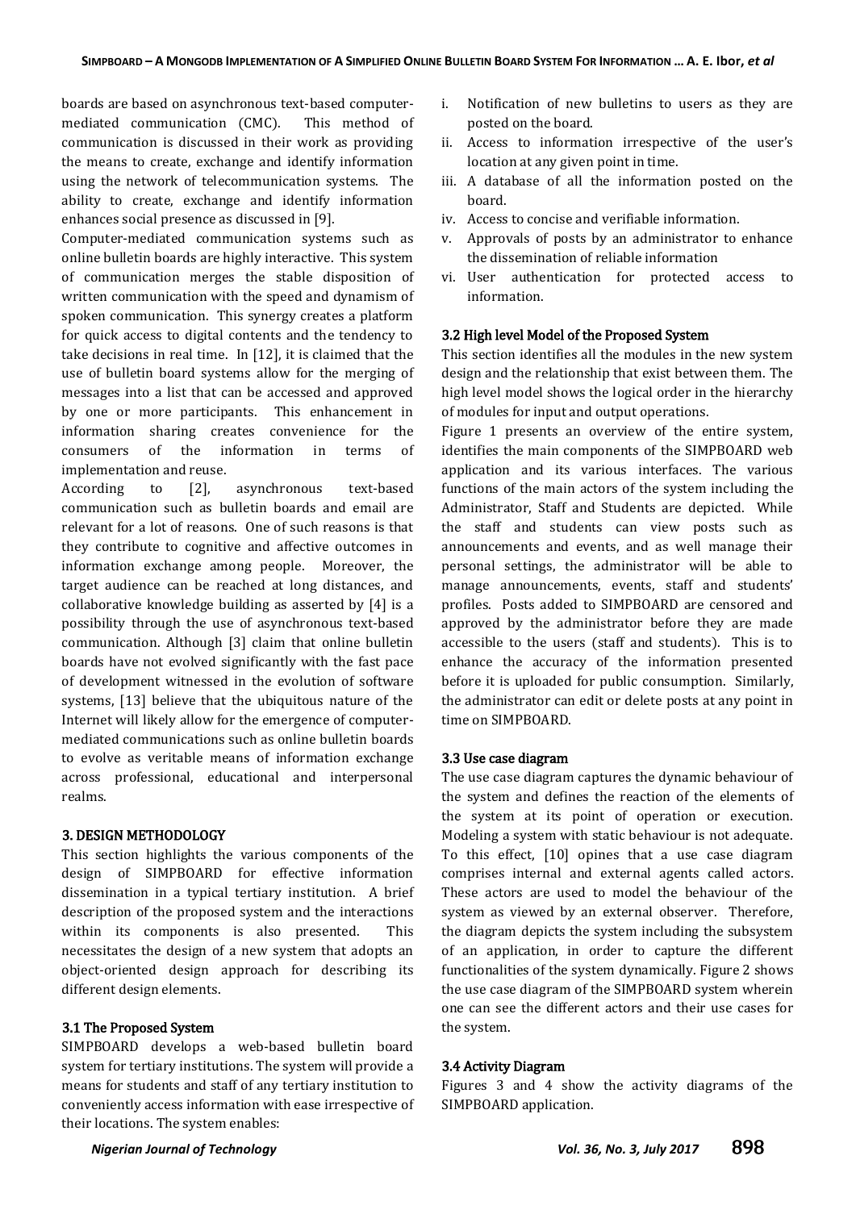boards are based on asynchronous text-based computer-mediated communication (CMC). This method of communication is discussed in their work as providing the means to create, exchange and identify information using the network of telecommunication systems. The ability to create, exchange and identify information enhances social presence as discussed in [9].

Computer-mediated communication systems such as online bulletin boards are highly interactive. This system of communication merges the stable disposition of written communication with the speed and dynamism of spoken communication. This synergy creates a platform for quick access to digital contents and the tendency to take decisions in real time. In [12], it is claimed that the use of bulletin board systems allow for the merging of messages into a list that can be accessed and approved by one or more participants. This enhancement in information sharing creates convenience for the consumers of the information in terms of implementation and reuse.

According to [2], asynchronous text-based communication such as bulletin boards and email are relevant for a lot of reasons. One of such reasons is that they contribute to cognitive and affective outcomes in information exchange among people. Moreover, the target audience can be reached at long distances, and collaborative knowledge building as asserted by [4] is a possibility through the use of asynchronous text-based communication. Although [3] claim that online bulletin boards have not evolved significantly with the fast pace of development witnessed in the evolution of software systems, [13] believe that the ubiquitous nature of the Internet will likely allow for the emergence of computer-mediated communications such as online bulletin boards to evolve as veritable means of information exchange across professional, educational and interpersonal realms.

## 3. DESIGN METHODOLOGY

This section highlights the various components of the design of SIMPBOARD for effective information dissemination in a typical tertiary institution. A brief description of the proposed system and the interactions within its components is also presented. This necessitates the design of a new system that adopts an object-oriented design approach for describing its different design elements.

### 3.1 The Proposed System

SIMPBOARD develops a web-based bulletin board system for tertiary institutions. The system will provide a means for students and staff of any tertiary institution to conveniently access information with ease irrespective of their locations. The system enables:

i. Notification of new bulletins to users as they are posted on the board.
ii. Access to information irrespective of the user's location at any given point in time.
iii. A database of all the information posted on the board.
iv. Access to concise and verifiable information.
v. Approvals of posts by an administrator to enhance the dissemination of reliable information
vi. User authentication for protected access to information.

### 3.2 High level Model of the Proposed System

This section identifies all the modules in the new system design and the relationship that exist between them. The high level model shows the logical order in the hierarchy of modules for input and output operations.

Figure 1 presents an overview of the entire system, identifies the main components of the SIMPBOARD web application and its various interfaces. The various functions of the main actors of the system including the Administrator, Staff and Students are depicted. While the staff and students can view posts such as announcements and events, and as well manage their personal settings, the administrator will be able to manage announcements, events, staff and students' profiles. Posts added to SIMPBOARD are censored and approved by the administrator before they are made accessible to the users (staff and students). This is to enhance the accuracy of the information presented before it is uploaded for public consumption. Similarly, the administrator can edit or delete posts at any point in time on SIMPBOARD.

### 3.3 Use case diagram

The use case diagram captures the dynamic behaviour of the system and defines the reaction of the elements of the system at its point of operation or execution. Modeling a system with static behaviour is not adequate. To this effect, [10] opines that a use case diagram comprises internal and external agents called actors. These actors are used to model the behaviour of the system as viewed by an external observer. Therefore, the diagram depicts the system including the subsystem of an application, in order to capture the different functionalities of the system dynamically. Figure 2 shows the use case diagram of the SIMPBOARD system wherein one can see the different actors and their use cases for the system.

### 3.4 Activity Diagram

Figures 3 and 4 show the activity diagrams of the SIMPBOARD application.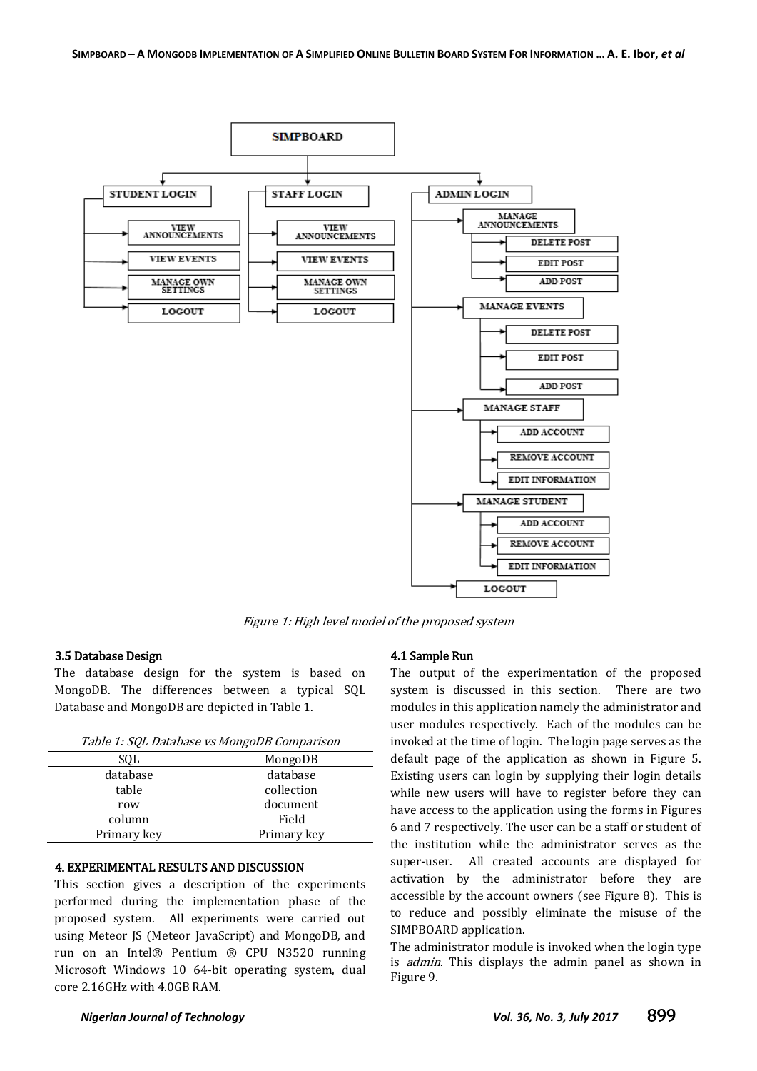Figure 1: High level model of the proposed system

### 3.5 Database Design

The database design for the system is based on MongoDB. The differences between a typical SQL Database and MongoDB are depicted in Table 1.

Table 1: SQL Database vs MongoDB Comparison

| SQL | MongoDB |
|---|---|
| database | database |
| table | collection |
| row | document |
| column | Field |
| Primary key | Primary key |

## 4. EXPERIMENTAL RESULTS AND DISCUSSION

This section gives a description of the experiments performed during the implementation phase of the proposed system. All experiments were carried out using Meteor JS (Meteor JavaScript) and MongoDB, and run on an Intel® Pentium ® CPU N3520 running Microsoft Windows 10 64-bit operating system, dual core 2.16GHz with 4.0GB RAM.

### 4.1 Sample Run

The output of the experimentation of the proposed system is discussed in this section. There are two modules in this application namely the administrator and user modules respectively. Each of the modules can be invoked at the time of login. The login page serves as the default page of the application as shown in Figure 5. Existing users can login by supplying their login details while new users will have to register before they can have access to the application using the forms in Figures 6 and 7 respectively. The user can be a staff or student of the institution while the administrator serves as the super-user. All created accounts are displayed for activation by the administrator before they are accessible by the account owners (see Figure 8). This is to reduce and possibly eliminate the misuse of the SIMPBOARD application.

The administrator module is invoked when the login type is *admin*. This displays the admin panel as shown in Figure 9.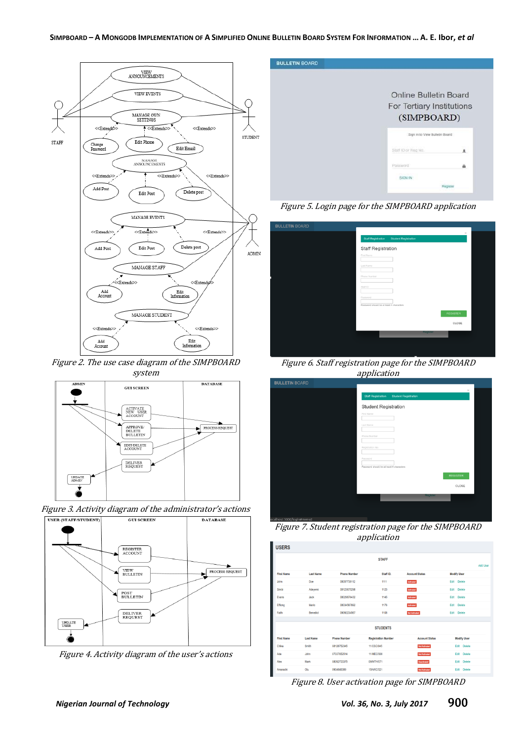Figure 2. The use case diagram of the SIMPBOARD system

Figure 3. Activity diagram of the administrator's actions

Figure 4. Activity diagram of the user's actions

Figure 5. Login page for the SIMPBOARD application

Figure 6. Staff registration page for the SIMPBOARD application

Figure 7. Student registration page for the SIMPBOARD application

Figure 8. User activation page for SIMPBOARD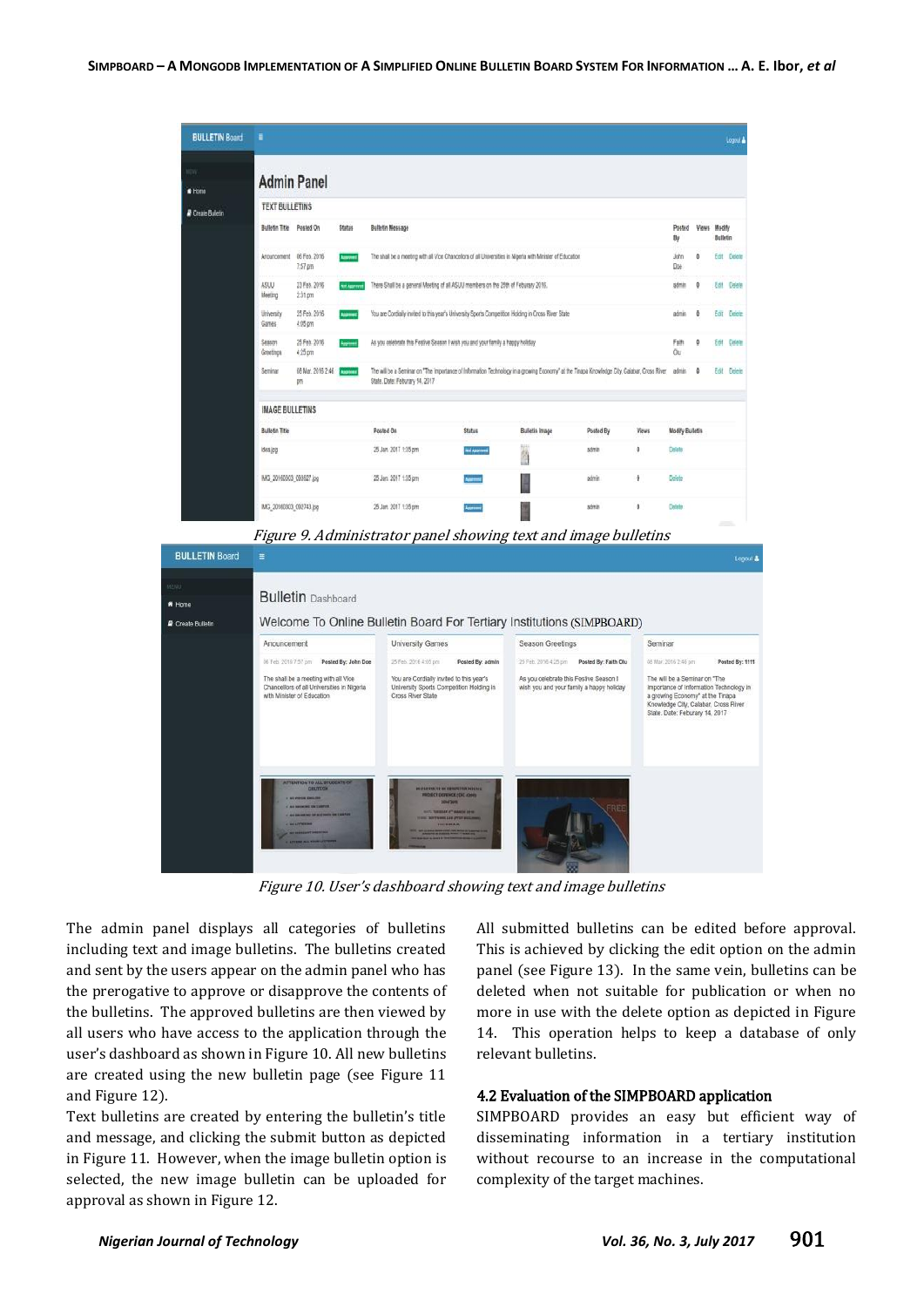*Figure 9. Administrator panel showing text and image bulletins*

*Figure 10. User's dashboard showing text and image bulletins*

The admin panel displays all categories of bulletins including text and image bulletins. The bulletins created and sent by the users appear on the admin panel who has the prerogative to approve or disapprove the contents of the bulletins. The approved bulletins are then viewed by all users who have access to the application through the user's dashboard as shown in Figure 10. All new bulletins are created using the new bulletin page (see Figure 11 and Figure 12).

Text bulletins are created by entering the bulletin's title and message, and clicking the submit button as depicted in Figure 11. However, when the image bulletin option is selected, the new image bulletin can be uploaded for approval as shown in Figure 12.

All submitted bulletins can be edited before approval. This is achieved by clicking the edit option on the admin panel (see Figure 13). In the same vein, bulletins can be deleted when not suitable for publication or when no more in use with the delete option as depicted in Figure 14. This operation helps to keep a database of only relevant bulletins.

### 4.2 Evaluation of the SIMPBOARD application

SIMPBOARD provides an easy but efficient way of disseminating information in a tertiary institution without recourse to an increase in the computational complexity of the target machines.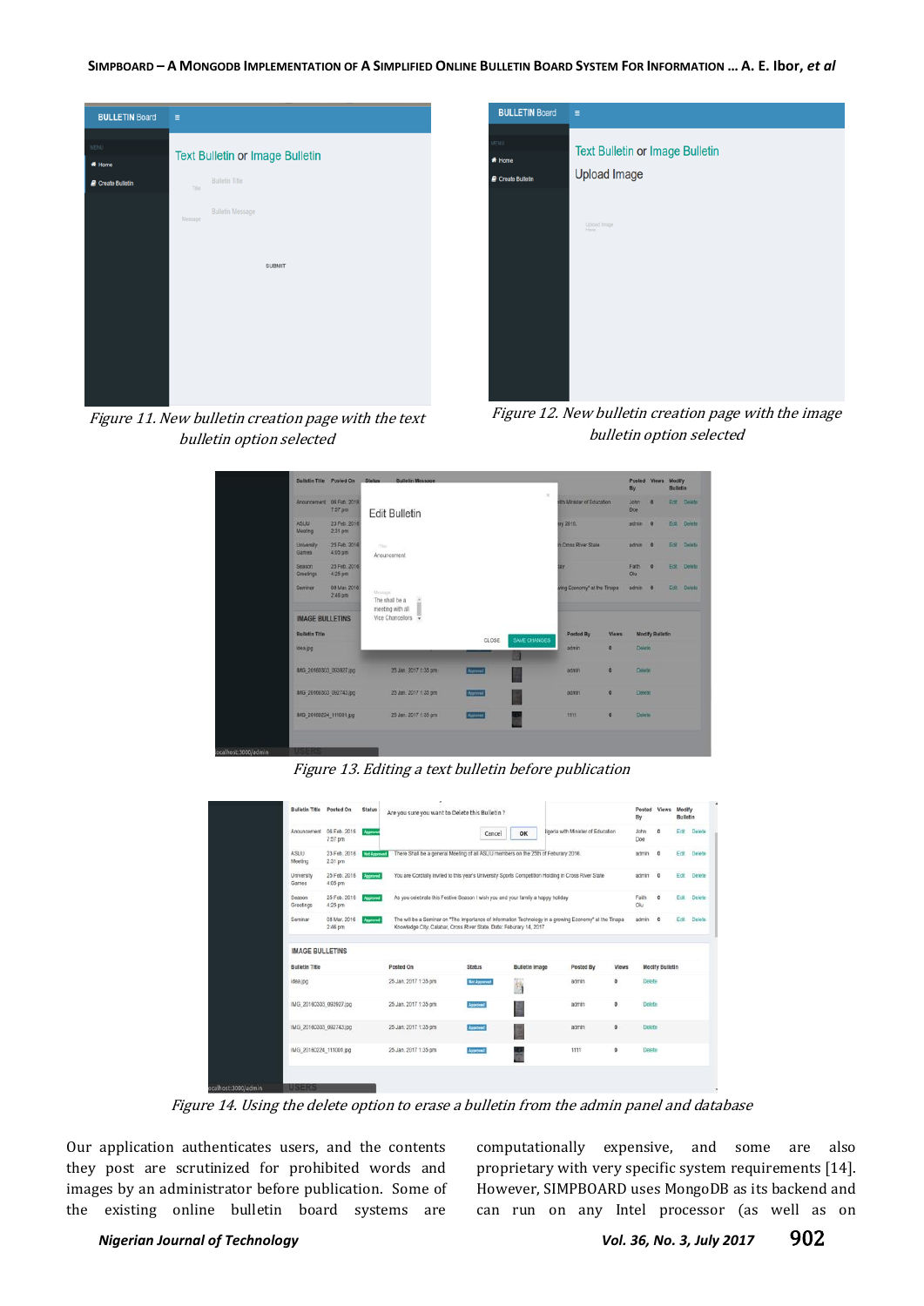Figure 11. New bulletin creation page with the text bulletin option selected

Figure 12. New bulletin creation page with the image bulletin option selected

Figure 13. Editing a text bulletin before publication

Figure 14. Using the delete option to erase a bulletin from the admin panel and database

Our application authenticates users, and the contents they post are scrutinized for prohibited words and images by an administrator before publication. Some of the existing online bulletin board systems are computationally expensive, and some are also proprietary with very specific system requirements [14]. However, SIMPBOARD uses MongoDB as its backend and can run on any Intel processor (as well as on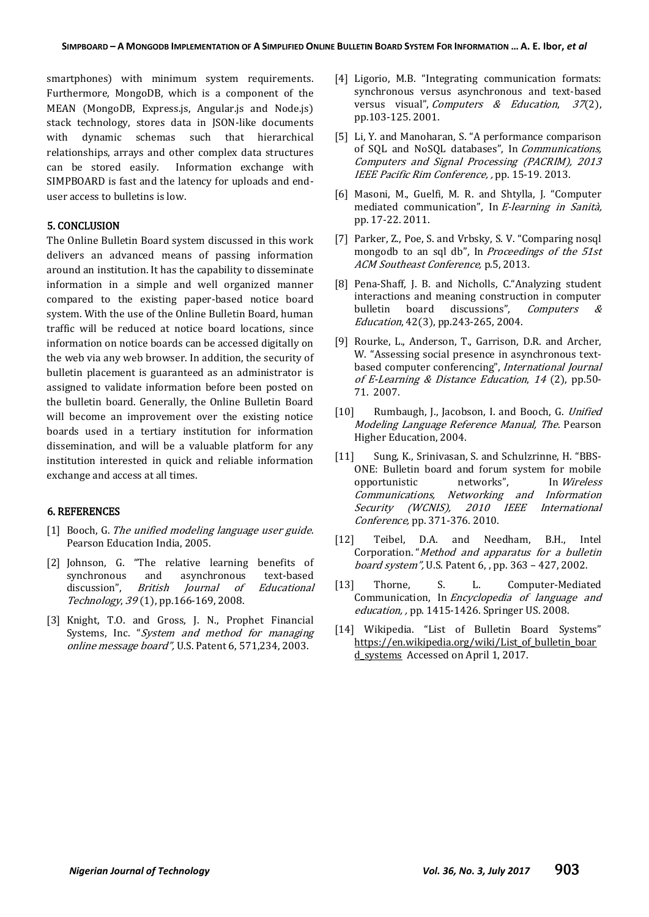smartphones) with minimum system requirements. Furthermore, MongoDB, which is a component of the MEAN (MongoDB, Express.js, Angular.js and Node.js) stack technology, stores data in JSON-like documents with dynamic schemas such that hierarchical relationships, arrays and other complex data structures can be stored easily. Information exchange with SIMPBOARD is fast and the latency for uploads and end-user access to bulletins is low.

## 5. CONCLUSION

The Online Bulletin Board system discussed in this work delivers an advanced means of passing information around an institution. It has the capability to disseminate information in a simple and well organized manner compared to the existing paper-based notice board system. With the use of the Online Bulletin Board, human traffic will be reduced at notice board locations, since information on notice boards can be accessed digitally on the web via any web browser. In addition, the security of bulletin placement is guaranteed as an administrator is assigned to validate information before been posted on the bulletin board. Generally, the Online Bulletin Board will become an improvement over the existing notice boards used in a tertiary institution for information dissemination, and will be a valuable platform for any institution interested in quick and reliable information exchange and access at all times.

## 6. REFERENCES

[1] Booch, G. *The unified modeling language user guide*. Pearson Education India, 2005.

[2] Johnson, G. "The relative learning benefits of synchronous and asynchronous text-based discussion", *British Journal of Educational Technology*, *39* (1), pp.166-169, 2008.

[3] Knight, T.O. and Gross, J. N., Prophet Financial Systems, Inc. "*System and method for managing online message board",* U.S. Patent 6, 571,234, 2003.

[4] Ligorio, M.B. "Integrating communication formats: synchronous versus asynchronous and text-based versus visual", *Computers & Education*, *37*(2), pp.103-125. 2001.

[5] Li, Y. and Manoharan, S. "A performance comparison of SQL and NoSQL databases", In *Communications, Computers and Signal Processing (PACRIM), 2013 IEEE Pacific Rim Conference, ,* pp. 15-19. 2013.

[6] Masoni, M., Guelfi, M. R. and Shtylla, J. "Computer mediated communication", In *E-learning in Sanità,* pp. 17-22. 2011.

[7] Parker, Z., Poe, S. and Vrbsky, S. V. "Comparing nosql mongodb to an sql db", In *Proceedings of the 51st ACM Southeast Conference,* p.5, 2013.

[8] Pena-Shaff, J. B. and Nicholls, C."Analyzing student interactions and meaning construction in computer bulletin board discussions", *Computers & Education*, 42(3), pp.243-265, 2004.

[9] Rourke, L., Anderson, T., Garrison, D.R. and Archer, W. "Assessing social presence in asynchronous text-based computer conferencing", *International Journal of E-Learning & Distance Education*, *14* (2), pp.50-71. 2007.

[10] Rumbaugh, J., Jacobson, I. and Booch, G. *Unified Modeling Language Reference Manual, The*. Pearson Higher Education, 2004.

[11] Sung, K., Srinivasan, S. and Schulzrinne, H. "BBS-ONE: Bulletin board and forum system for mobile opportunistic networks", In *Wireless Communications, Networking and Information Security (WCNIS), 2010 IEEE International Conference,* pp. 371-376. 2010.

[12] Teibel, D.A. and Needham, B.H., Intel Corporation. "*Method and apparatus for a bulletin board system",* U.S. Patent 6, , pp. 363 – 427, 2002.

[13] Thorne, S. L. Computer-Mediated Communication, In *Encyclopedia of language and education, ,* pp. 1415-1426. Springer US. 2008.

[14] Wikipedia. "List of Bulletin Board Systems" https://en.wikipedia.org/wiki/List_of_bulletin_board_systems Accessed on April 1, 2017.